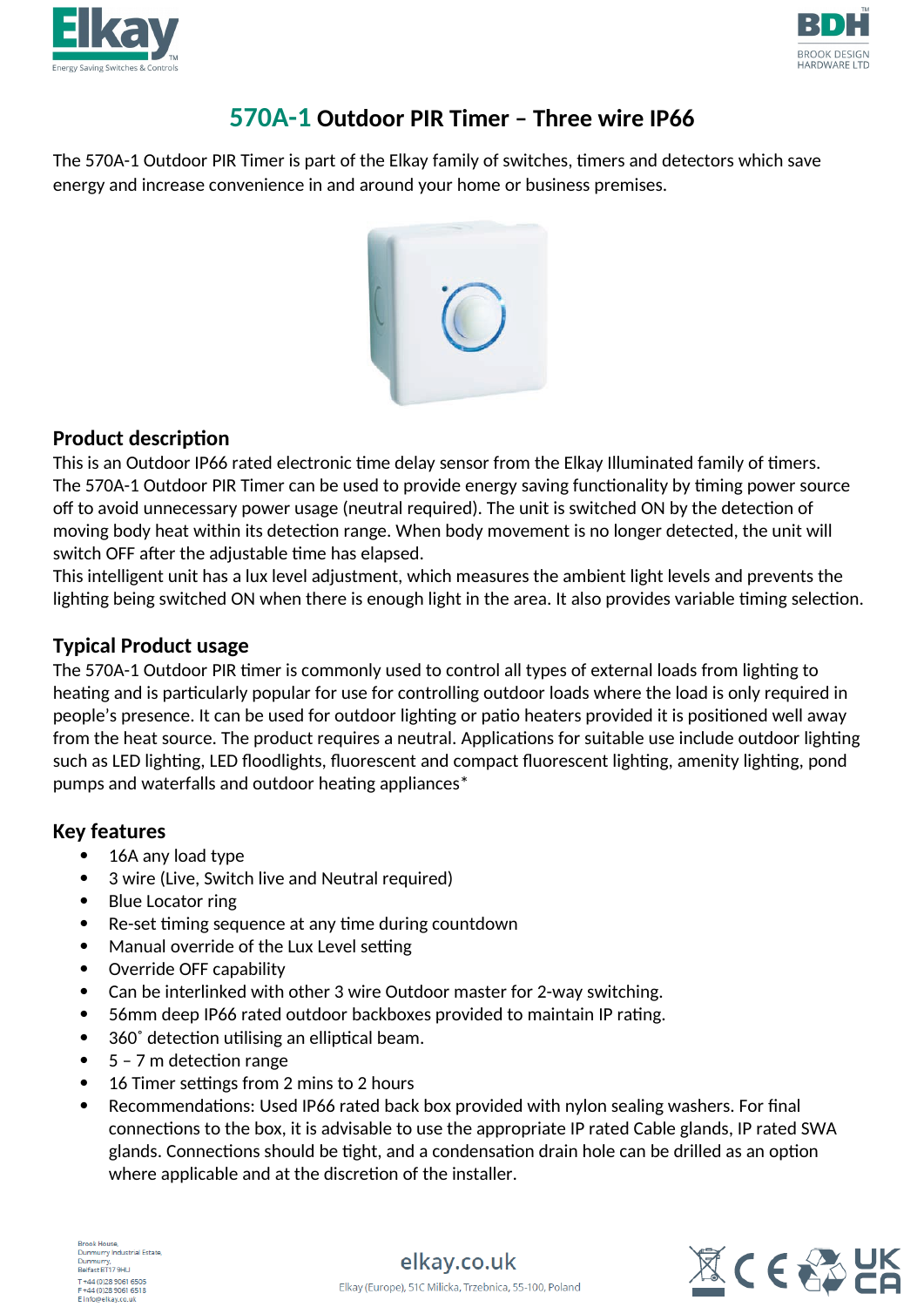# 570A-1 Outdoor PIR Timer – Three wire IP66

The 570A-1 Outdoor PIR Timer is part of the Elkay family of switches, timers and detectors which save energy and increase convenience in and around your home or business premises.

## Product description

This is an Outdoor IP66 rated electronic time delay sensor from the Elkay Illuminated family of timers. The 570A-1 Outdoor PIR Timer can be used to provide energy saving functionality by timing power source off to avoid unnecessary power usage (neutral required). The unit is switched ON by the detection of moving body heat within its detection range. When body movement is no longer detected, the unit will switch OFF after the adjustable time has elapsed.
This intelligent unit has a lux level adjustment, which measures the ambient light levels and prevents the lighting being switched ON when there is enough light in the area. It also provides variable timing selection.

## Typical Product usage

The 570A-1 Outdoor PIR timer is commonly used to control all types of external loads from lighting to heating and is particularly popular for use for controlling outdoor loads where the load is only required in people's presence. It can be used for outdoor lighting or patio heaters provided it is positioned well away from the heat source. The product requires a neutral. Applications for suitable use include outdoor lighting such as LED lighting, LED floodlights, fluorescent and compact fluorescent lighting, amenity lighting, pond pumps and waterfalls and outdoor heating appliances*

## Key features

- 16A any load type
- 3 wire (Live, Switch live and Neutral required)
- Blue Locator ring
- Re-set timing sequence at any time during countdown
- Manual override of the Lux Level setting
- Override OFF capability
- Can be interlinked with other 3 wire Outdoor master for 2-way switching.
- 56mm deep IP66 rated outdoor backboxes provided to maintain IP rating.
- 360˚ detection utilising an elliptical beam.
- 5 – 7 m detection range
- 16 Timer settings from 2 mins to 2 hours
- Recommendations: Used IP66 rated back box provided with nylon sealing washers. For final connections to the box, it is advisable to use the appropriate IP rated Cable glands, IP rated SWA glands. Connections should be tight, and a condensation drain hole can be drilled as an option where applicable and at the discretion of the installer.

Brook House,
Dunmurry Industrial Estate,
Dunmurry,
Belfast BT17 9HU
T +44 (0)28 9061 6505
F +44 (0)28 9061 6518
E info@elkay.co.uk

elkay.co.uk

Elkay (Europe), 51C Milicka, Trzebnica, 55-100, Poland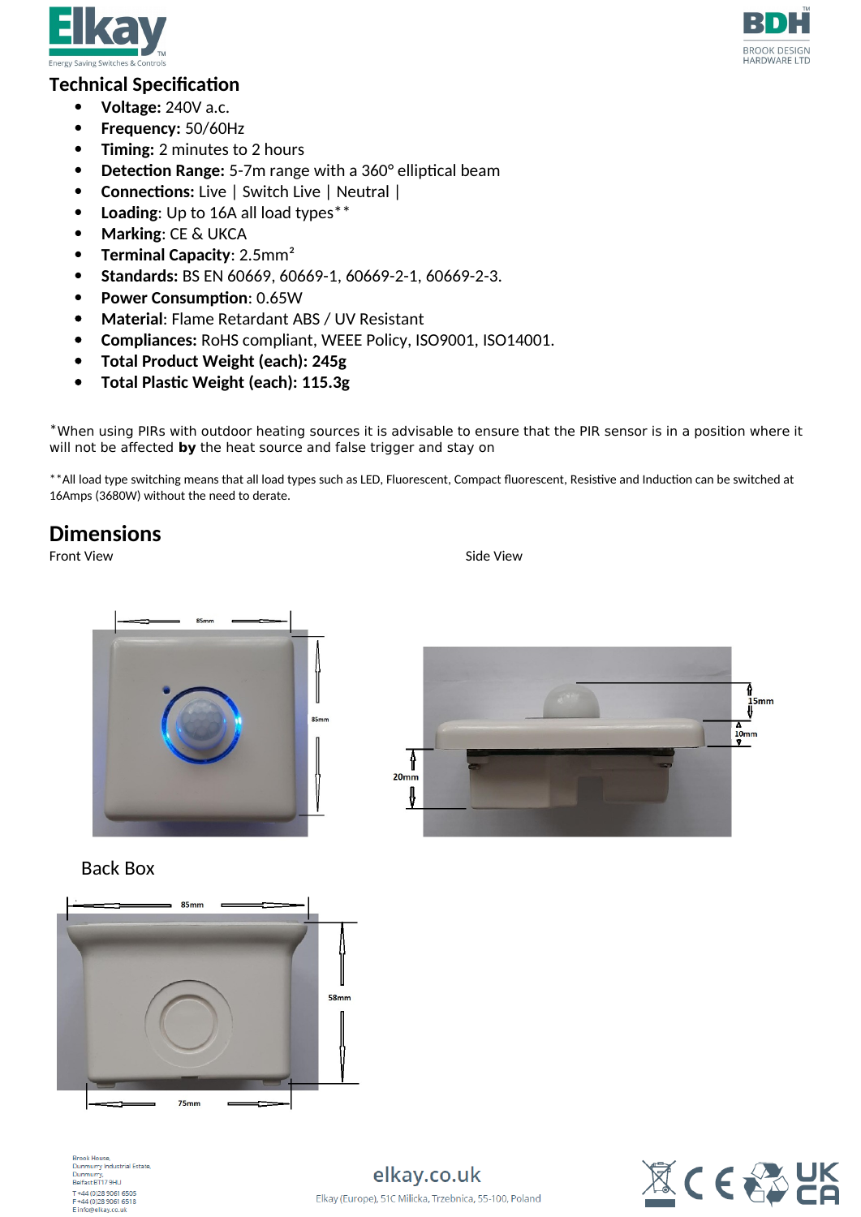## Technical Specification

- **Voltage:** 240V a.c.
- **Frequency:** 50/60Hz
- **Timing:** 2 minutes to 2 hours
- **Detection Range:** 5-7m range with a 360° elliptical beam
- **Connections:** Live | Switch Live | Neutral |
- **Loading**: Up to 16A all load types**
- **Marking**: CE & UKCA
- **Terminal Capacity**: 2.5mm²
- **Standards:** BS EN 60669, 60669-1, 60669-2-1, 60669-2-3.
- **Power Consumption**: 0.65W
- **Material**: Flame Retardant ABS / UV Resistant
- **Compliances:** RoHS compliant, WEEE Policy, ISO9001, ISO14001.
- **Total Product Weight (each): 245g**
- **Total Plastic Weight (each): 115.3g**

*When using PIRs with outdoor heating sources it is advisable to ensure that the PIR sensor is in a position where it will not be affected **by** the heat source and false trigger and stay on

**All load type switching means that all load types such as LED, Fluorescent, Compact fluorescent, Resistive and Induction can be switched at 16Amps (3680W) without the need to derate.

## Dimensions

Front View

85mm

85mm

Side View

15mm

10mm

20mm

Back Box

85mm

58mm

75mm

Brook House,
Dunmurry Industrial Estate,
Dunmurry,
Belfast BT17 9HU
T +44 (0)28 9061 6505
F +44 (0)28 9061 6518
E info@elkay.co.uk

elkay.co.uk

Elkay (Europe), 51C Milicka, Trzebnica, 55-100, Poland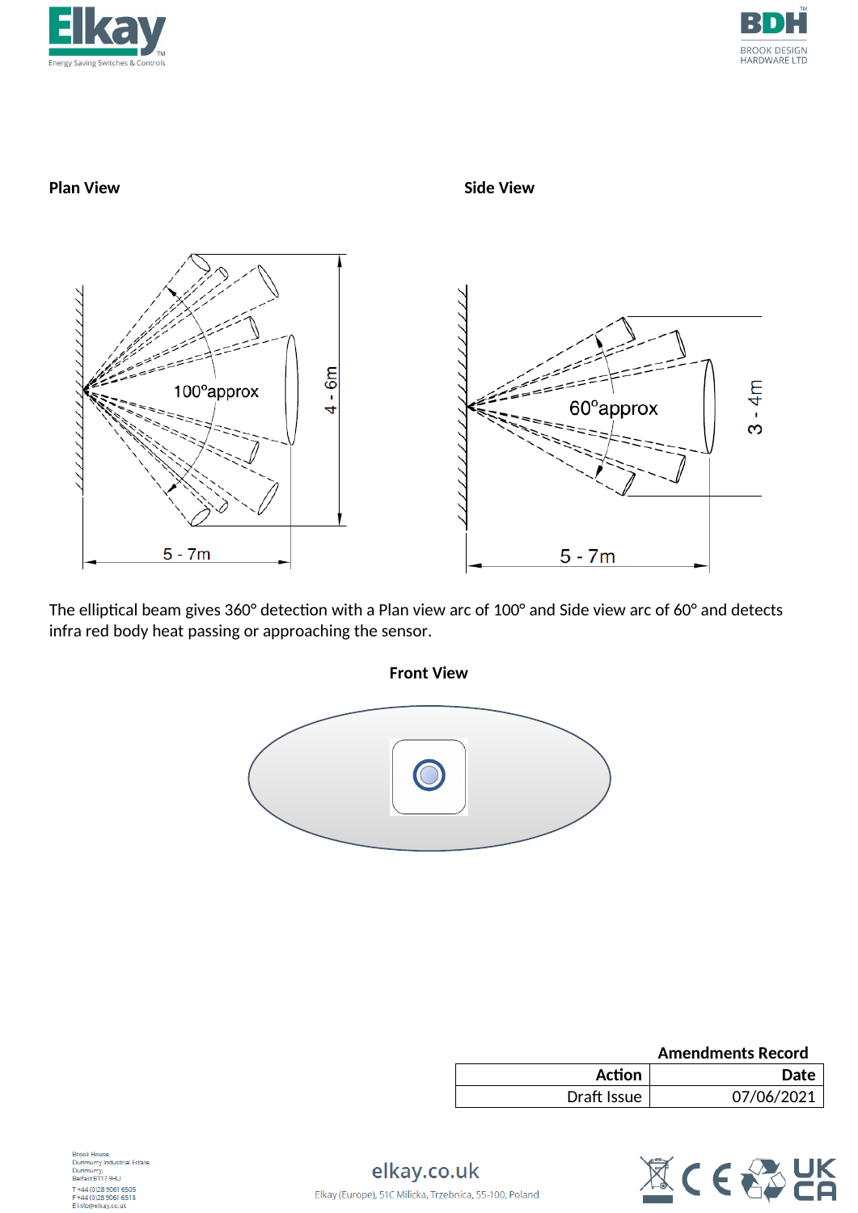**Plan View**

100°approx

4 - 6m

5 - 7m

**Side View**

60°approx

3 - 4m

5 - 7m

The elliptical beam gives 360° detection with a Plan view arc of 100° and Side view arc of 60° and detects infra red body heat passing or approaching the sensor.

**Front View**

**Amendments Record**

| Action | Date |
|---|---|
| Draft Issue | 07/06/2021 |